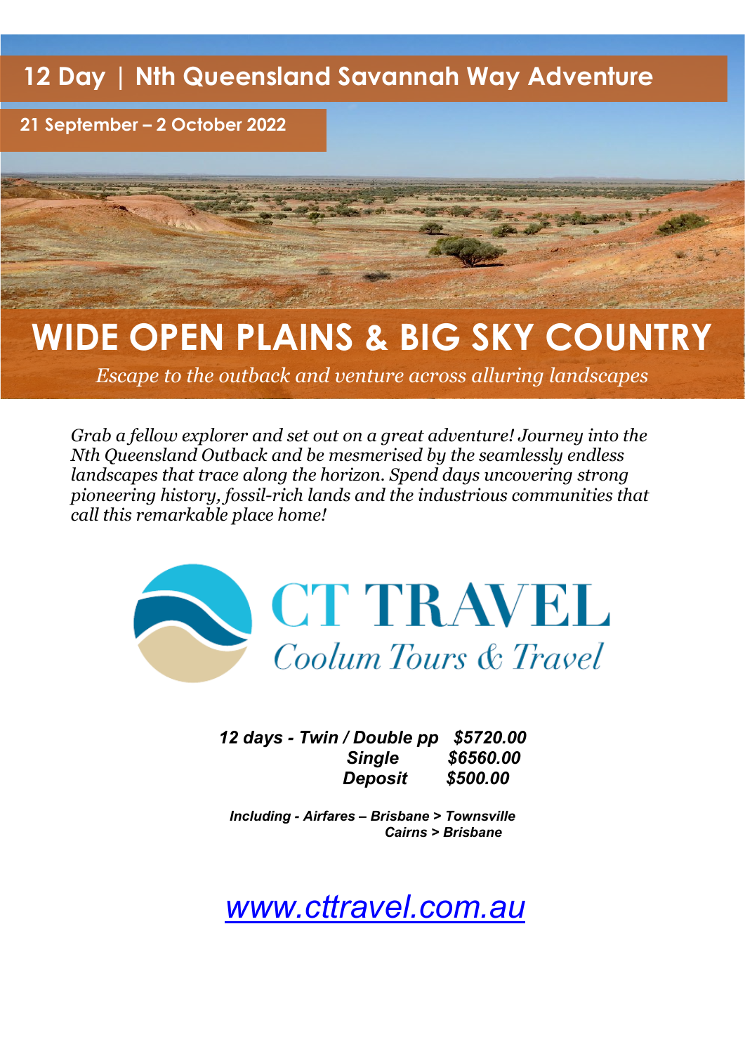# 12 Day | Nth Queensland Savannah Way Adventure

**21 September – 2 October 2022**

## WIDE OPEN PLAINS & BIG SKY COUNTRY

*Escape to the outback and venture across alluring landscapes*

*Grab a fellow explorer and set out on a great adventure! Journey into the Nth Queensland Outback and be mesmerised by the seamlessly endless landscapes that trace along the horizon. Spend days uncovering strong pioneering history, fossil-rich lands and the industrious communities that call this remarkable place home!*

CT TRAVEL
*Coolum Tours & Travel*

***12 days - Twin / Double pp $5720.00***
***Single $6560.00***
***Deposit $500.00***

***Including - Airfares – Brisbane > Townsville***
***Cairns > Brisbane***

www.cttravel.com.au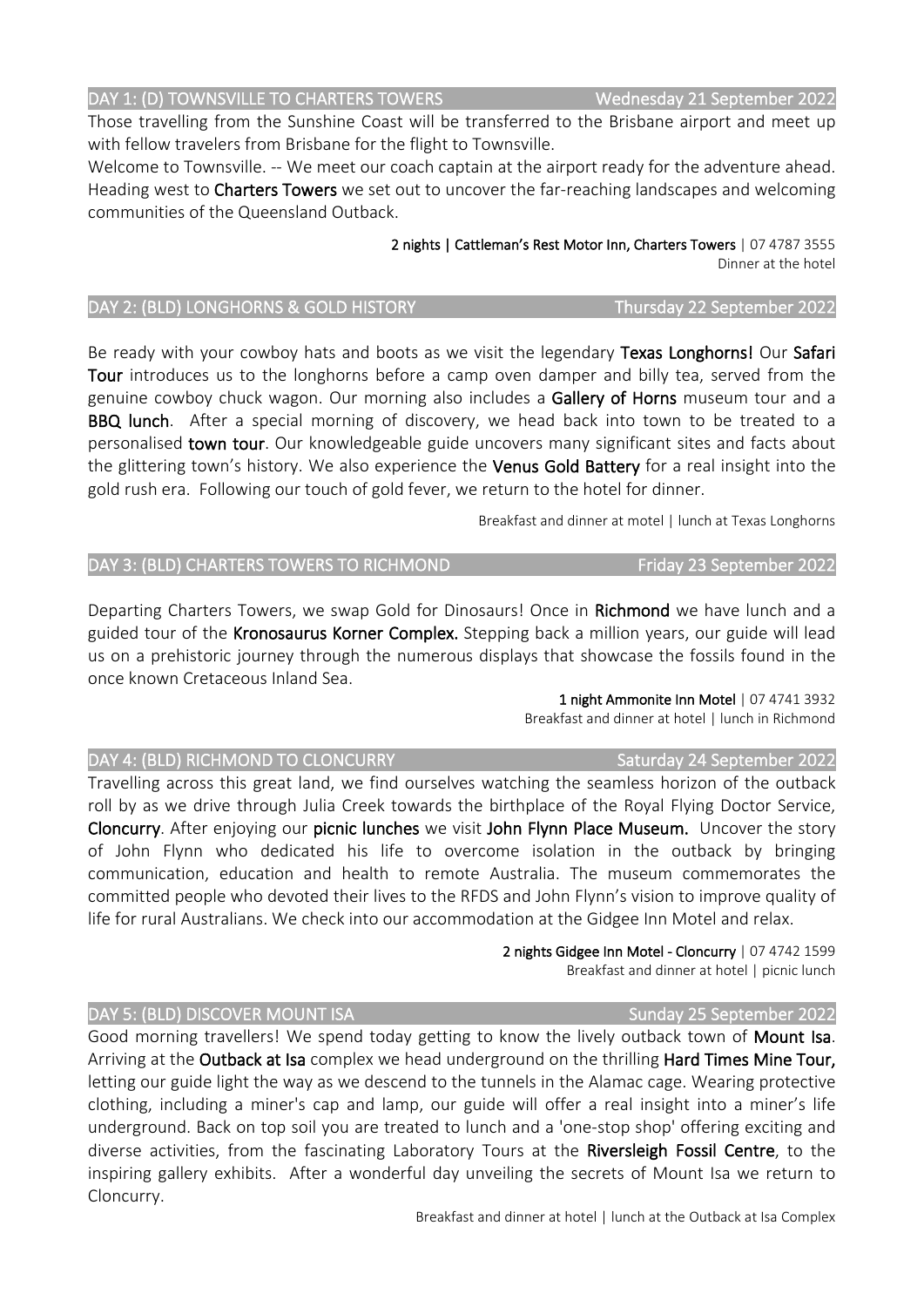## DAY 1: (D) TOWNSVILLE TO CHARTERS TOWERS — Wednesday 21 September 2022

Those travelling from the Sunshine Coast will be transferred to the Brisbane airport and meet up with fellow travelers from Brisbane for the flight to Townsville.

Welcome to Townsville. -- We meet our coach captain at the airport ready for the adventure ahead. Heading west to **Charters Towers** we set out to uncover the far-reaching landscapes and welcoming communities of the Queensland Outback.

**2 nights | Cattleman's Rest Motor Inn, Charters Towers** | 07 4787 3555
Dinner at the hotel

## DAY 2: (BLD) LONGHORNS & GOLD HISTORY — Thursday 22 September 2022

Be ready with your cowboy hats and boots as we visit the legendary **Texas Longhorns!** Our **Safari Tour** introduces us to the longhorns before a camp oven damper and billy tea, served from the genuine cowboy chuck wagon. Our morning also includes a **Gallery of Horns** museum tour and a **BBQ lunch**. After a special morning of discovery, we head back into town to be treated to a personalised **town tour**. Our knowledgeable guide uncovers many significant sites and facts about the glittering town's history. We also experience the **Venus Gold Battery** for a real insight into the gold rush era. Following our touch of gold fever, we return to the hotel for dinner.

Breakfast and dinner at motel | lunch at Texas Longhorns

## DAY 3: (BLD) CHARTERS TOWERS TO RICHMOND — Friday 23 September 2022

Departing Charters Towers, we swap Gold for Dinosaurs! Once in **Richmond** we have lunch and a guided tour of the **Kronosaurus Korner Complex.** Stepping back a million years, our guide will lead us on a prehistoric journey through the numerous displays that showcase the fossils found in the once known Cretaceous Inland Sea.

**1 night Ammonite Inn Motel** | 07 4741 3932
Breakfast and dinner at hotel | lunch in Richmond

## DAY 4: (BLD) RICHMOND TO CLONCURRY — Saturday 24 September 2022

Travelling across this great land, we find ourselves watching the seamless horizon of the outback roll by as we drive through Julia Creek towards the birthplace of the Royal Flying Doctor Service, **Cloncurry**. After enjoying our **picnic lunches** we visit **John Flynn Place Museum.** Uncover the story of John Flynn who dedicated his life to overcome isolation in the outback by bringing communication, education and health to remote Australia. The museum commemorates the committed people who devoted their lives to the RFDS and John Flynn's vision to improve quality of life for rural Australians. We check into our accommodation at the Gidgee Inn Motel and relax.

**2 nights Gidgee Inn Motel - Cloncurry** | 07 4742 1599
Breakfast and dinner at hotel | picnic lunch

## DAY 5: (BLD) DISCOVER MOUNT ISA — Sunday 25 September 2022

Good morning travellers! We spend today getting to know the lively outback town of **Mount Isa**. Arriving at the **Outback at Isa** complex we head underground on the thrilling **Hard Times Mine Tour,** letting our guide light the way as we descend to the tunnels in the Alamac cage. Wearing protective clothing, including a miner's cap and lamp, our guide will offer a real insight into a miner's life underground. Back on top soil you are treated to lunch and a 'one-stop shop' offering exciting and diverse activities, from the fascinating Laboratory Tours at the **Riversleigh Fossil Centre**, to the inspiring gallery exhibits. After a wonderful day unveiling the secrets of Mount Isa we return to Cloncurry.

Breakfast and dinner at hotel | lunch at the Outback at Isa Complex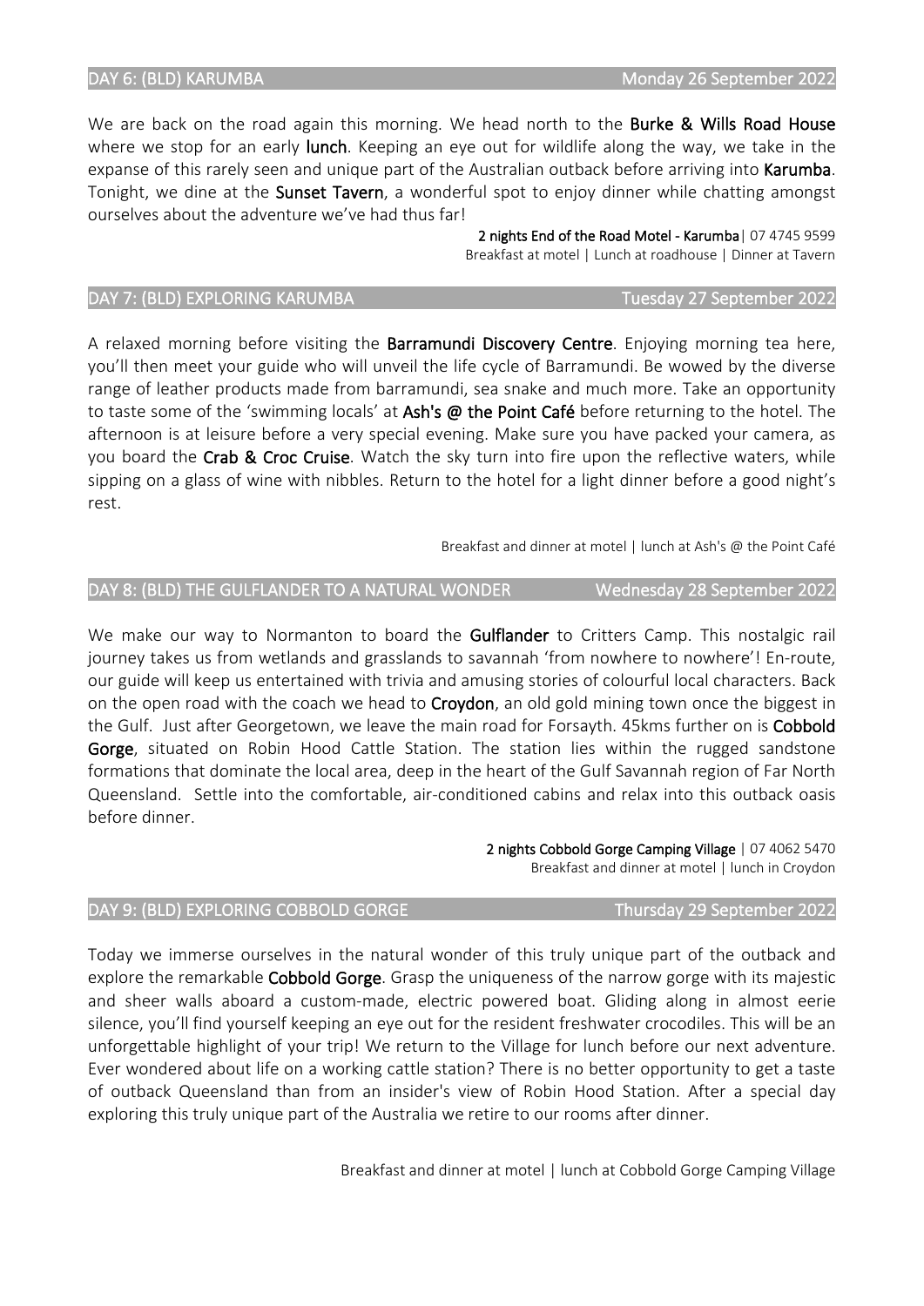## DAY 6: (BLD) KARUMBA — Monday 26 September 2022

We are back on the road again this morning. We head north to the **Burke & Wills Road House** where we stop for an early **lunch**. Keeping an eye out for wildlife along the way, we take in the expanse of this rarely seen and unique part of the Australian outback before arriving into **Karumba**. Tonight, we dine at the **Sunset Tavern**, a wonderful spot to enjoy dinner while chatting amongst ourselves about the adventure we've had thus far!

**2 nights End of the Road Motel - Karumba**| 07 4745 9599
Breakfast at motel | Lunch at roadhouse | Dinner at Tavern

## DAY 7: (BLD) EXPLORING KARUMBA — Tuesday 27 September 2022

A relaxed morning before visiting the **Barramundi Discovery Centre**. Enjoying morning tea here, you'll then meet your guide who will unveil the life cycle of Barramundi. Be wowed by the diverse range of leather products made from barramundi, sea snake and much more. Take an opportunity to taste some of the 'swimming locals' at **Ash's @ the Point Café** before returning to the hotel. The afternoon is at leisure before a very special evening. Make sure you have packed your camera, as you board the **Crab & Croc Cruise**. Watch the sky turn into fire upon the reflective waters, while sipping on a glass of wine with nibbles. Return to the hotel for a light dinner before a good night's rest.

Breakfast and dinner at motel | lunch at Ash's @ the Point Café

## DAY 8: (BLD) THE GULFLANDER TO A NATURAL WONDER — Wednesday 28 September 2022

We make our way to Normanton to board the **Gulflander** to Critters Camp. This nostalgic rail journey takes us from wetlands and grasslands to savannah 'from nowhere to nowhere'! En-route, our guide will keep us entertained with trivia and amusing stories of colourful local characters. Back on the open road with the coach we head to **Croydon**, an old gold mining town once the biggest in the Gulf. Just after Georgetown, we leave the main road for Forsayth. 45kms further on is **Cobbold Gorge**, situated on Robin Hood Cattle Station. The station lies within the rugged sandstone formations that dominate the local area, deep in the heart of the Gulf Savannah region of Far North Queensland. Settle into the comfortable, air-conditioned cabins and relax into this outback oasis before dinner.

**2 nights Cobbold Gorge Camping Village** | 07 4062 5470
Breakfast and dinner at motel | lunch in Croydon

## DAY 9: (BLD) EXPLORING COBBOLD GORGE — Thursday 29 September 2022

Today we immerse ourselves in the natural wonder of this truly unique part of the outback and explore the remarkable **Cobbold Gorge**. Grasp the uniqueness of the narrow gorge with its majestic and sheer walls aboard a custom-made, electric powered boat. Gliding along in almost eerie silence, you'll find yourself keeping an eye out for the resident freshwater crocodiles. This will be an unforgettable highlight of your trip! We return to the Village for lunch before our next adventure. Ever wondered about life on a working cattle station? There is no better opportunity to get a taste of outback Queensland than from an insider's view of Robin Hood Station. After a special day exploring this truly unique part of the Australia we retire to our rooms after dinner.

Breakfast and dinner at motel | lunch at Cobbold Gorge Camping Village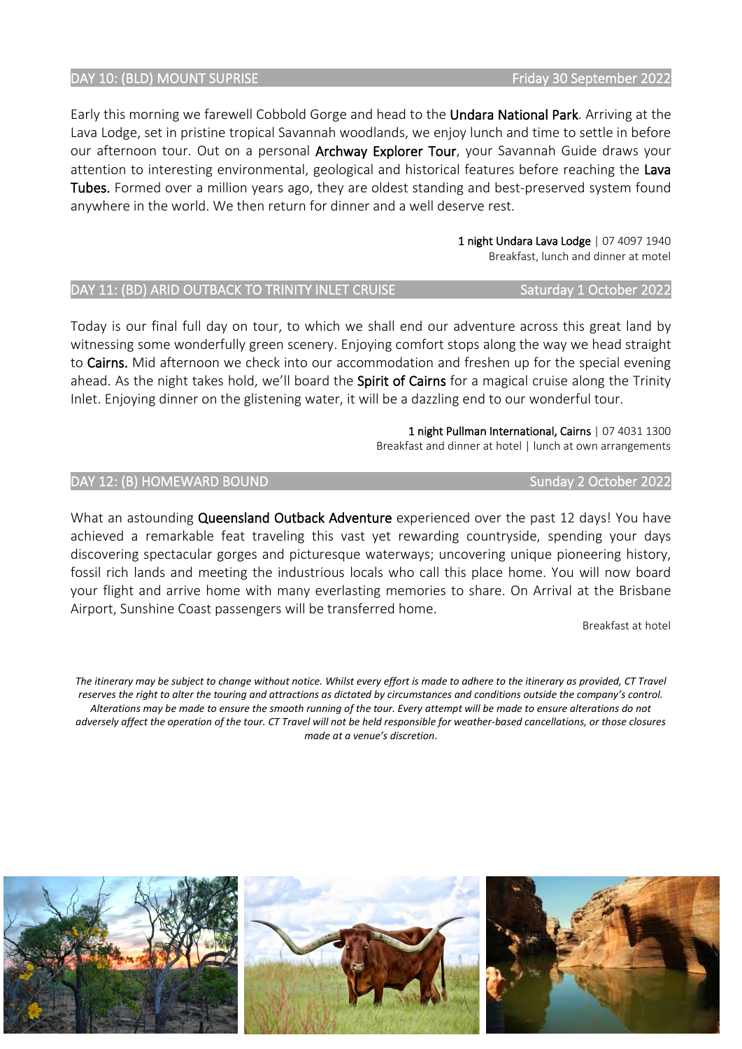## DAY 10: (BLD) MOUNT SUPRISE — Friday 30 September 2022

Early this morning we farewell Cobbold Gorge and head to the **Undara National Park**. Arriving at the Lava Lodge, set in pristine tropical Savannah woodlands, we enjoy lunch and time to settle in before our afternoon tour. Out on a personal **Archway Explorer Tour**, your Savannah Guide draws your attention to interesting environmental, geological and historical features before reaching the **Lava Tubes.** Formed over a million years ago, they are oldest standing and best-preserved system found anywhere in the world. We then return for dinner and a well deserve rest.

**1 night Undara Lava Lodge** | 07 4097 1940
Breakfast, lunch and dinner at motel

## DAY 11: (BD) ARID OUTBACK TO TRINITY INLET CRUISE — Saturday 1 October 2022

Today is our final full day on tour, to which we shall end our adventure across this great land by witnessing some wonderfully green scenery. Enjoying comfort stops along the way we head straight to **Cairns.** Mid afternoon we check into our accommodation and freshen up for the special evening ahead. As the night takes hold, we'll board the **Spirit of Cairns** for a magical cruise along the Trinity Inlet. Enjoying dinner on the glistening water, it will be a dazzling end to our wonderful tour.

**1 night Pullman International, Cairns** | 07 4031 1300
Breakfast and dinner at hotel | lunch at own arrangements

## DAY 12: (B) HOMEWARD BOUND — Sunday 2 October 2022

What an astounding **Queensland Outback Adventure** experienced over the past 12 days! You have achieved a remarkable feat traveling this vast yet rewarding countryside, spending your days discovering spectacular gorges and picturesque waterways; uncovering unique pioneering history, fossil rich lands and meeting the industrious locals who call this place home. You will now board your flight and arrive home with many everlasting memories to share. On Arrival at the Brisbane Airport, Sunshine Coast passengers will be transferred home.

Breakfast at hotel

*The itinerary may be subject to change without notice. Whilst every effort is made to adhere to the itinerary as provided, CT Travel reserves the right to alter the touring and attractions as dictated by circumstances and conditions outside the company's control. Alterations may be made to ensure the smooth running of the tour. Every attempt will be made to ensure alterations do not adversely affect the operation of the tour. CT Travel will not be held responsible for weather-based cancellations, or those closures made at a venue's discretion.*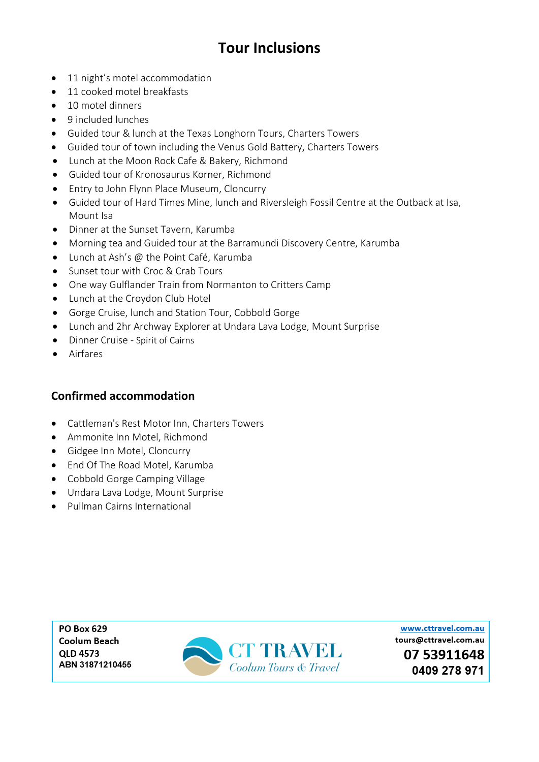# Tour Inclusions

- 11 night's motel accommodation
- 11 cooked motel breakfasts
- 10 motel dinners
- 9 included lunches
- Guided tour & lunch at the Texas Longhorn Tours, Charters Towers
- Guided tour of town including the Venus Gold Battery, Charters Towers
- Lunch at the Moon Rock Cafe & Bakery, Richmond
- Guided tour of Kronosaurus Korner, Richmond
- Entry to John Flynn Place Museum, Cloncurry
- Guided tour of Hard Times Mine, lunch and Riversleigh Fossil Centre at the Outback at Isa, Mount Isa
- Dinner at the Sunset Tavern, Karumba
- Morning tea and Guided tour at the Barramundi Discovery Centre, Karumba
- Lunch at Ash's @ the Point Café, Karumba
- Sunset tour with Croc & Crab Tours
- One way Gulflander Train from Normanton to Critters Camp
- Lunch at the Croydon Club Hotel
- Gorge Cruise, lunch and Station Tour, Cobbold Gorge
- Lunch and 2hr Archway Explorer at Undara Lava Lodge, Mount Surprise
- Dinner Cruise - Spirit of Cairns
- Airfares

## Confirmed accommodation

- Cattleman's Rest Motor Inn, Charters Towers
- Ammonite Inn Motel, Richmond
- Gidgee Inn Motel, Cloncurry
- End Of The Road Motel, Karumba
- Cobbold Gorge Camping Village
- Undara Lava Lodge, Mount Surprise
- Pullman Cairns International

**PO Box 629**
**Coolum Beach**
**QLD 4573**
**ABN 31871210455**

CT TRAVEL
*Coolum Tours & Travel*

**www.cttravel.com.au**
**tours@cttravel.com.au**
**07 53911648**
**0409 278 971**